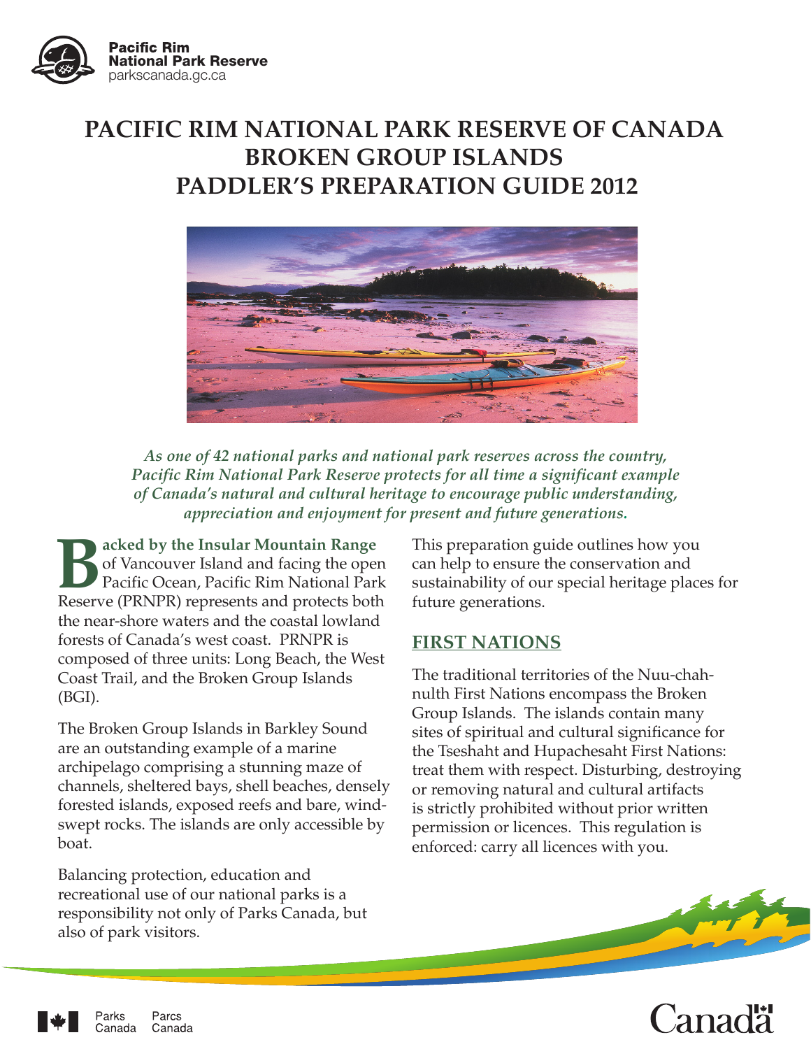Pacific Rim National Park Reserve
parkscanada.gc.ca

# PACIFIC RIM NATIONAL PARK RESERVE OF CANADA BROKEN GROUP ISLANDS PADDLER'S PREPARATION GUIDE 2012

***As one of 42 national parks and national park reserves across the country, Pacific Rim National Park Reserve protects for all time a significant example of Canada's natural and cultural heritage to encourage public understanding, appreciation and enjoyment for present and future generations.***

**Backed by the Insular Mountain Range** of Vancouver Island and facing the open Pacific Ocean, Pacific Rim National Park Reserve (PRNPR) represents and protects both the near-shore waters and the coastal lowland forests of Canada's west coast. PRNPR is composed of three units: Long Beach, the West Coast Trail, and the Broken Group Islands (BGI).

The Broken Group Islands in Barkley Sound are an outstanding example of a marine archipelago comprising a stunning maze of channels, sheltered bays, shell beaches, densely forested islands, exposed reefs and bare, wind-swept rocks. The islands are only accessible by boat.

Balancing protection, education and recreational use of our national parks is a responsibility not only of Parks Canada, but also of park visitors.

This preparation guide outlines how you can help to ensure the conservation and sustainability of our special heritage places for future generations.

## FIRST NATIONS

The traditional territories of the Nuu-chah-nulth First Nations encompass the Broken Group Islands. The islands contain many sites of spiritual and cultural significance for the Tseshaht and Hupachesaht First Nations: treat them with respect. Disturbing, destroying or removing natural and cultural artifacts is strictly prohibited without prior written permission or licences. This regulation is enforced: carry all licences with you.

Parks Canada Parcs Canada

Canada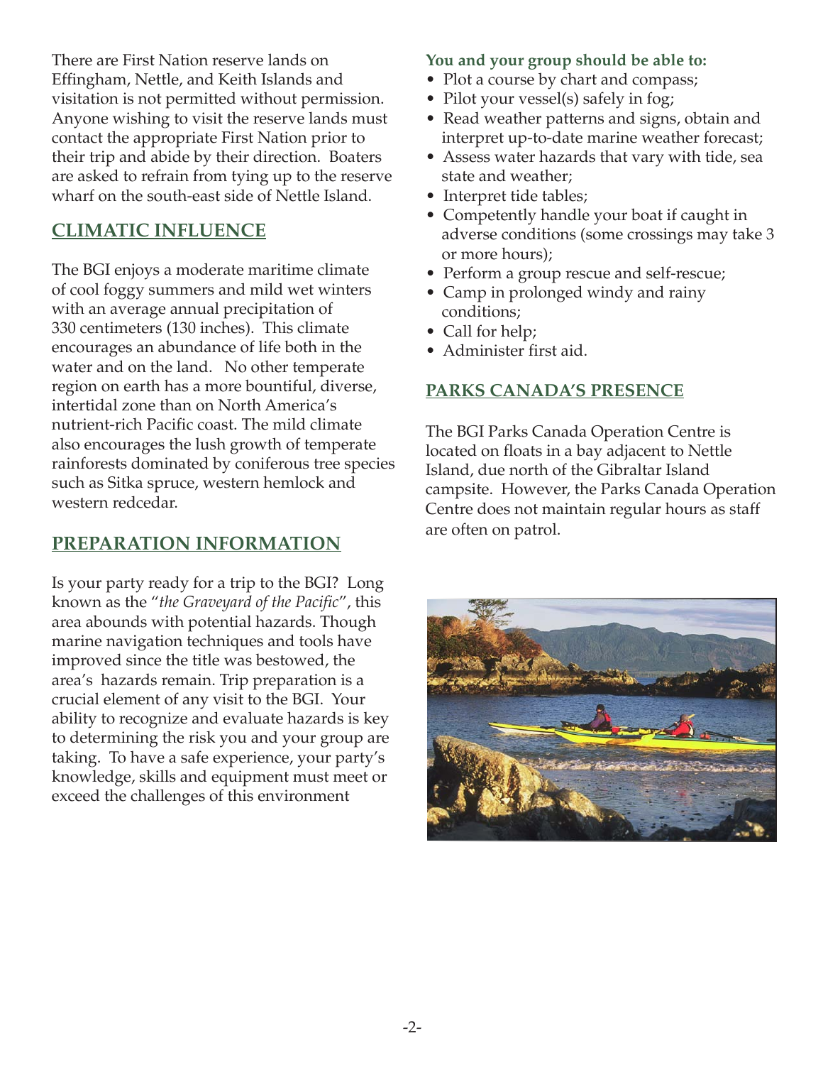There are First Nation reserve lands on Effingham, Nettle, and Keith Islands and visitation is not permitted without permission. Anyone wishing to visit the reserve lands must contact the appropriate First Nation prior to their trip and abide by their direction. Boaters are asked to refrain from tying up to the reserve wharf on the south-east side of Nettle Island.

## CLIMATIC INFLUENCE

The BGI enjoys a moderate maritime climate of cool foggy summers and mild wet winters with an average annual precipitation of 330 centimeters (130 inches). This climate encourages an abundance of life both in the water and on the land. No other temperate region on earth has a more bountiful, diverse, intertidal zone than on North America's nutrient-rich Pacific coast. The mild climate also encourages the lush growth of temperate rainforests dominated by coniferous tree species such as Sitka spruce, western hemlock and western redcedar.

## PREPARATION INFORMATION

Is your party ready for a trip to the BGI? Long known as the "*the Graveyard of the Pacific*", this area abounds with potential hazards. Though marine navigation techniques and tools have improved since the title was bestowed, the area's hazards remain. Trip preparation is a crucial element of any visit to the BGI. Your ability to recognize and evaluate hazards is key to determining the risk you and your group are taking. To have a safe experience, your party's knowledge, skills and equipment must meet or exceed the challenges of this environment

**You and your group should be able to:**

- Plot a course by chart and compass;
- Pilot your vessel(s) safely in fog;
- Read weather patterns and signs, obtain and interpret up-to-date marine weather forecast;
- Assess water hazards that vary with tide, sea state and weather;
- Interpret tide tables;
- Competently handle your boat if caught in adverse conditions (some crossings may take 3 or more hours);
- Perform a group rescue and self-rescue;
- Camp in prolonged windy and rainy conditions;
- Call for help;
- Administer first aid.

## PARKS CANADA'S PRESENCE

The BGI Parks Canada Operation Centre is located on floats in a bay adjacent to Nettle Island, due north of the Gibraltar Island campsite. However, the Parks Canada Operation Centre does not maintain regular hours as staff are often on patrol.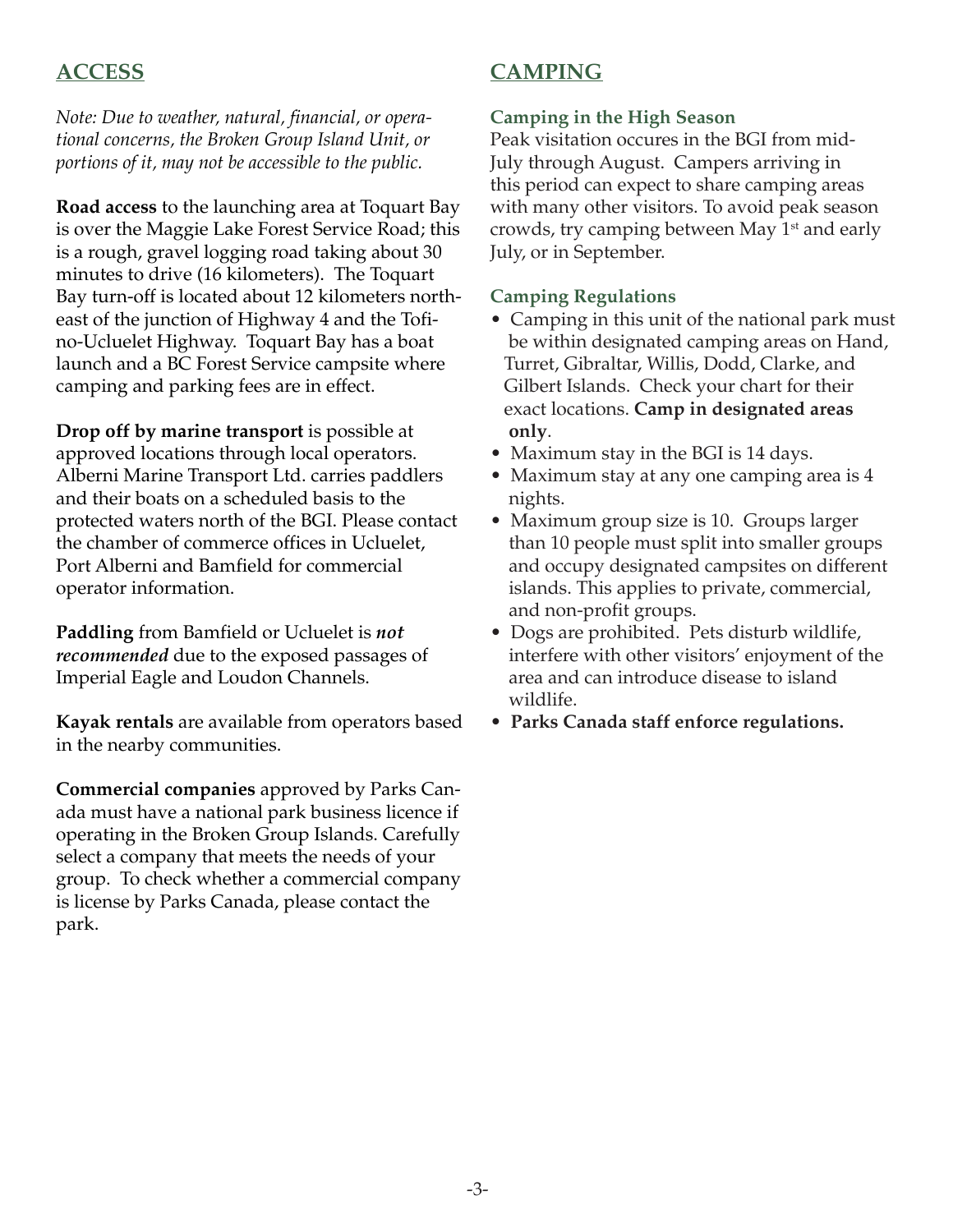## ACCESS

*Note: Due to weather, natural, financial, or operational concerns, the Broken Group Island Unit, or portions of it, may not be accessible to the public.*

**Road access** to the launching area at Toquart Bay is over the Maggie Lake Forest Service Road; this is a rough, gravel logging road taking about 30 minutes to drive (16 kilometers). The Toquart Bay turn-off is located about 12 kilometers northeast of the junction of Highway 4 and the Tofino-Ucluelet Highway. Toquart Bay has a boat launch and a BC Forest Service campsite where camping and parking fees are in effect.

**Drop off by marine transport** is possible at approved locations through local operators. Alberni Marine Transport Ltd. carries paddlers and their boats on a scheduled basis to the protected waters north of the BGI. Please contact the chamber of commerce offices in Ucluelet, Port Alberni and Bamfield for commercial operator information.

**Paddling** from Bamfield or Ucluelet is ***not recommended*** due to the exposed passages of Imperial Eagle and Loudon Channels.

**Kayak rentals** are available from operators based in the nearby communities.

**Commercial companies** approved by Parks Canada must have a national park business licence if operating in the Broken Group Islands. Carefully select a company that meets the needs of your group. To check whether a commercial company is license by Parks Canada, please contact the park.

## CAMPING

### Camping in the High Season

Peak visitation occures in the BGI from mid-July through August. Campers arriving in this period can expect to share camping areas with many other visitors. To avoid peak season crowds, try camping between May 1st and early July, or in September.

### Camping Regulations

- Camping in this unit of the national park must be within designated camping areas on Hand, Turret, Gibraltar, Willis, Dodd, Clarke, and Gilbert Islands. Check your chart for their exact locations. **Camp in designated areas only**.
- Maximum stay in the BGI is 14 days.
- Maximum stay at any one camping area is 4 nights.
- Maximum group size is 10. Groups larger than 10 people must split into smaller groups and occupy designated campsites on different islands. This applies to private, commercial, and non-profit groups.
- Dogs are prohibited. Pets disturb wildlife, interfere with other visitors' enjoyment of the area and can introduce disease to island wildlife.
- **Parks Canada staff enforce regulations.**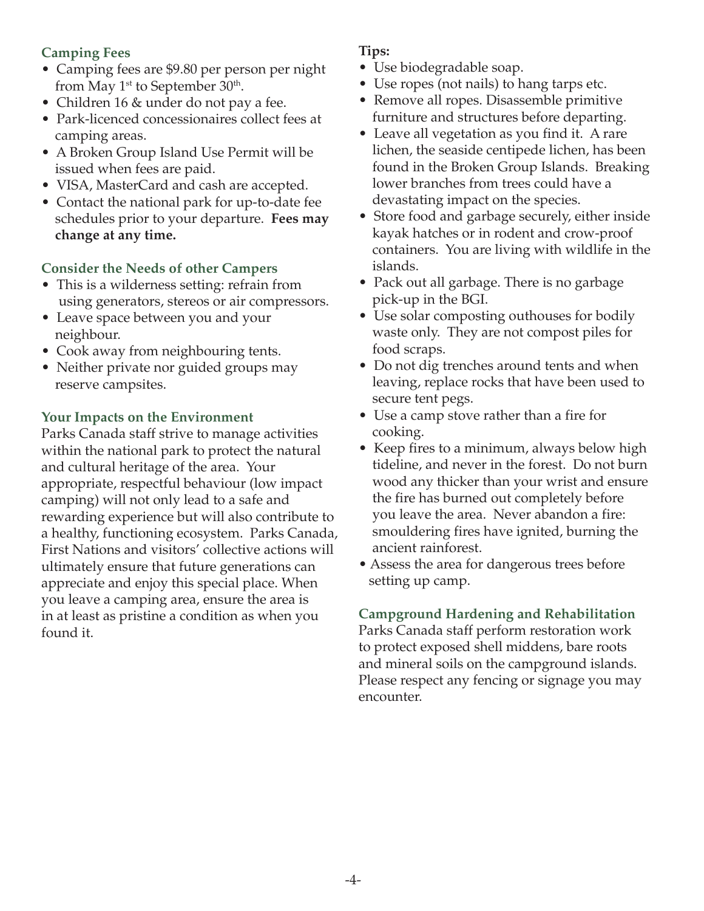### Camping Fees

- Camping fees are $9.80 per person per night from May 1st to September 30th.
- Children 16 & under do not pay a fee.
- Park-licenced concessionaires collect fees at camping areas.
- A Broken Group Island Use Permit will be issued when fees are paid.
- VISA, MasterCard and cash are accepted.
- Contact the national park for up-to-date fee schedules prior to your departure. **Fees may change at any time.**

### Consider the Needs of other Campers

- This is a wilderness setting: refrain from using generators, stereos or air compressors.
- Leave space between you and your neighbour.
- Cook away from neighbouring tents.
- Neither private nor guided groups may reserve campsites.

### Your Impacts on the Environment

Parks Canada staff strive to manage activities within the national park to protect the natural and cultural heritage of the area. Your appropriate, respectful behaviour (low impact camping) will not only lead to a safe and rewarding experience but will also contribute to a healthy, functioning ecosystem. Parks Canada, First Nations and visitors' collective actions will ultimately ensure that future generations can appreciate and enjoy this special place. When you leave a camping area, ensure the area is in at least as pristine a condition as when you found it.

**Tips:**

- Use biodegradable soap.
- Use ropes (not nails) to hang tarps etc.
- Remove all ropes. Disassemble primitive furniture and structures before departing.
- Leave all vegetation as you find it. A rare lichen, the seaside centipede lichen, has been found in the Broken Group Islands. Breaking lower branches from trees could have a devastating impact on the species.
- Store food and garbage securely, either inside kayak hatches or in rodent and crow-proof containers. You are living with wildlife in the islands.
- Pack out all garbage. There is no garbage pick-up in the BGI.
- Use solar composting outhouses for bodily waste only. They are not compost piles for food scraps.
- Do not dig trenches around tents and when leaving, replace rocks that have been used to secure tent pegs.
- Use a camp stove rather than a fire for cooking.
- Keep fires to a minimum, always below high tideline, and never in the forest. Do not burn wood any thicker than your wrist and ensure the fire has burned out completely before you leave the area. Never abandon a fire: smouldering fires have ignited, burning the ancient rainforest.
- Assess the area for dangerous trees before setting up camp.

### Campground Hardening and Rehabilitation

Parks Canada staff perform restoration work to protect exposed shell middens, bare roots and mineral soils on the campground islands. Please respect any fencing or signage you may encounter.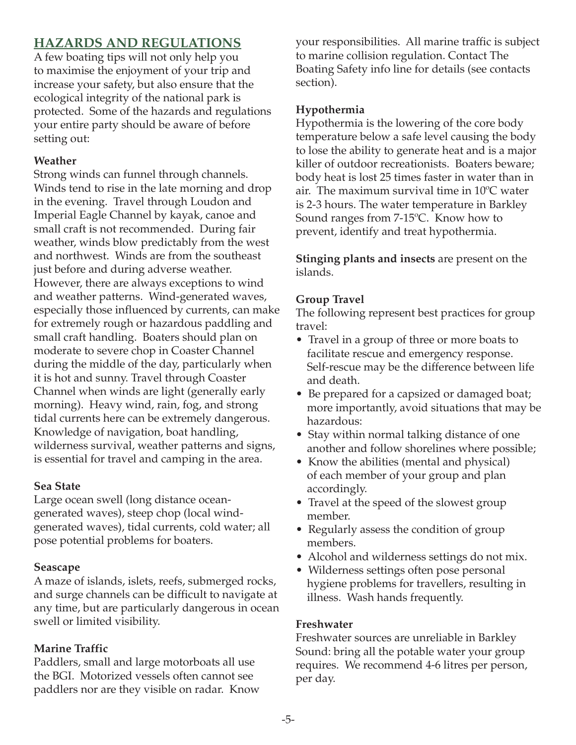## HAZARDS AND REGULATIONS

A few boating tips will not only help you to maximise the enjoyment of your trip and increase your safety, but also ensure that the ecological integrity of the national park is protected. Some of the hazards and regulations your entire party should be aware of before setting out:

**Weather**

Strong winds can funnel through channels. Winds tend to rise in the late morning and drop in the evening. Travel through Loudon and Imperial Eagle Channel by kayak, canoe and small craft is not recommended. During fair weather, winds blow predictably from the west and northwest. Winds are from the southeast just before and during adverse weather. However, there are always exceptions to wind and weather patterns. Wind-generated waves, especially those influenced by currents, can make for extremely rough or hazardous paddling and small craft handling. Boaters should plan on moderate to severe chop in Coaster Channel during the middle of the day, particularly when it is hot and sunny. Travel through Coaster Channel when winds are light (generally early morning). Heavy wind, rain, fog, and strong tidal currents here can be extremely dangerous. Knowledge of navigation, boat handling, wilderness survival, weather patterns and signs, is essential for travel and camping in the area.

**Sea State**

Large ocean swell (long distance ocean-generated waves), steep chop (local wind-generated waves), tidal currents, cold water; all pose potential problems for boaters.

**Seascape**

A maze of islands, islets, reefs, submerged rocks, and surge channels can be difficult to navigate at any time, but are particularly dangerous in ocean swell or limited visibility.

**Marine Traffic**

Paddlers, small and large motorboats all use the BGI. Motorized vessels often cannot see paddlers nor are they visible on radar. Know your responsibilities. All marine traffic is subject to marine collision regulation. Contact The Boating Safety info line for details (see contacts section).

**Hypothermia**

Hypothermia is the lowering of the core body temperature below a safe level causing the body to lose the ability to generate heat and is a major killer of outdoor recreationists. Boaters beware; body heat is lost 25 times faster in water than in air. The maximum survival time in 10ºC water is 2-3 hours. The water temperature in Barkley Sound ranges from 7-15ºC. Know how to prevent, identify and treat hypothermia.

**Stinging plants and insects** are present on the islands.

**Group Travel**

The following represent best practices for group travel:

- Travel in a group of three or more boats to facilitate rescue and emergency response. Self-rescue may be the difference between life and death.
- Be prepared for a capsized or damaged boat; more importantly, avoid situations that may be hazardous:
- Stay within normal talking distance of one another and follow shorelines where possible;
- Know the abilities (mental and physical) of each member of your group and plan accordingly.
- Travel at the speed of the slowest group member.
- Regularly assess the condition of group members.
- Alcohol and wilderness settings do not mix.
- Wilderness settings often pose personal hygiene problems for travellers, resulting in illness. Wash hands frequently.

**Freshwater**

Freshwater sources are unreliable in Barkley Sound: bring all the potable water your group requires. We recommend 4-6 litres per person, per day.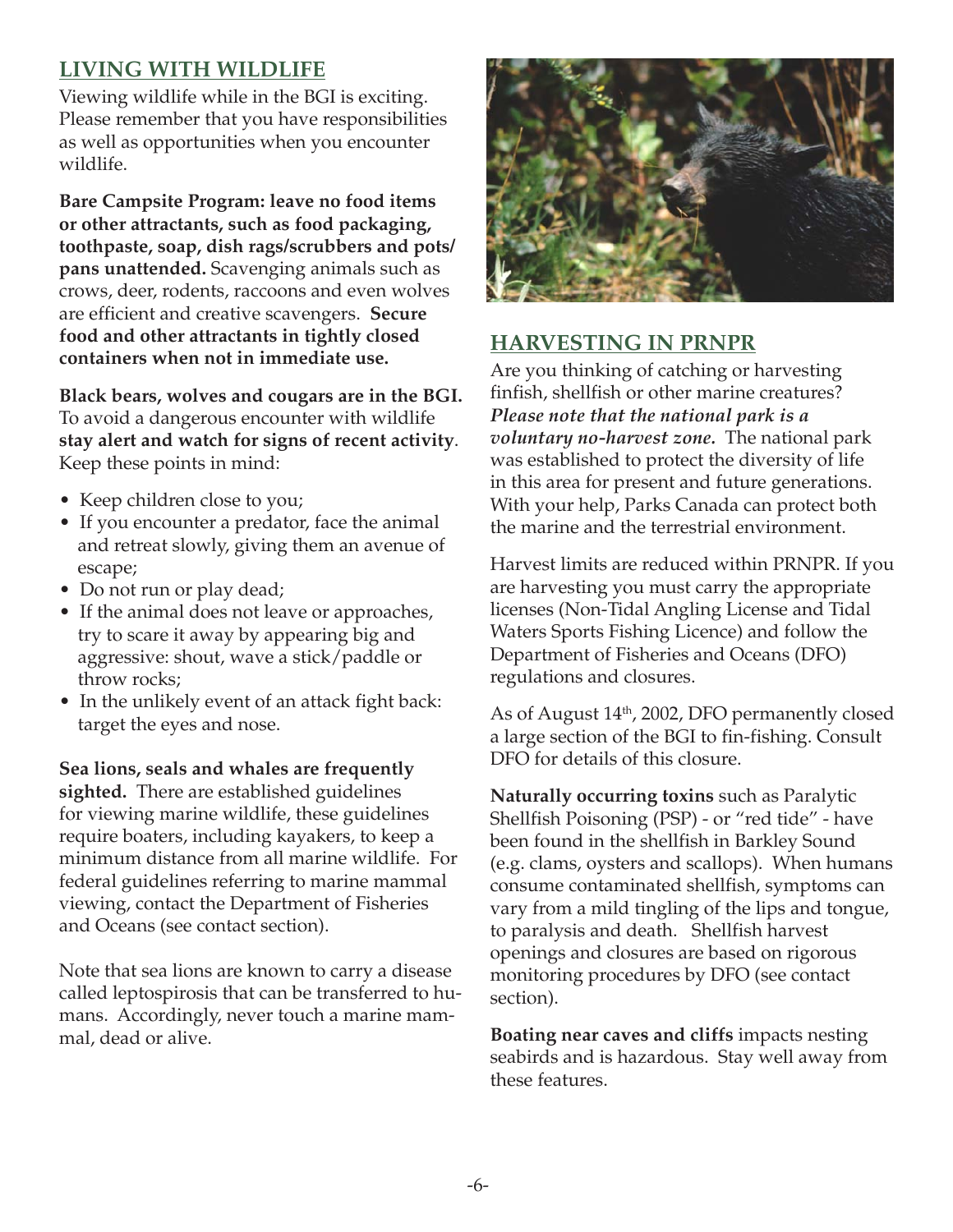## LIVING WITH WILDLIFE

Viewing wildlife while in the BGI is exciting. Please remember that you have responsibilities as well as opportunities when you encounter wildlife.

**Bare Campsite Program: leave no food items or other attractants, such as food packaging, toothpaste, soap, dish rags/scrubbers and pots/pans unattended.** Scavenging animals such as crows, deer, rodents, raccoons and even wolves are efficient and creative scavengers. **Secure food and other attractants in tightly closed containers when not in immediate use.**

**Black bears, wolves and cougars are in the BGI.** To avoid a dangerous encounter with wildlife **stay alert and watch for signs of recent activity**. Keep these points in mind:

- Keep children close to you;
- If you encounter a predator, face the animal and retreat slowly, giving them an avenue of escape;
- Do not run or play dead;
- If the animal does not leave or approaches, try to scare it away by appearing big and aggressive: shout, wave a stick/paddle or throw rocks;
- In the unlikely event of an attack fight back: target the eyes and nose.

**Sea lions, seals and whales are frequently sighted.** There are established guidelines for viewing marine wildlife, these guidelines require boaters, including kayakers, to keep a minimum distance from all marine wildlife. For federal guidelines referring to marine mammal viewing, contact the Department of Fisheries and Oceans (see contact section).

Note that sea lions are known to carry a disease called leptospirosis that can be transferred to humans. Accordingly, never touch a marine mammal, dead or alive.

## HARVESTING IN PRNPR

Are you thinking of catching or harvesting finfish, shellfish or other marine creatures? ***Please note that the national park is a voluntary no-harvest zone.*** The national park was established to protect the diversity of life in this area for present and future generations. With your help, Parks Canada can protect both the marine and the terrestrial environment.

Harvest limits are reduced within PRNPR. If you are harvesting you must carry the appropriate licenses (Non-Tidal Angling License and Tidal Waters Sports Fishing Licence) and follow the Department of Fisheries and Oceans (DFO) regulations and closures.

As of August 14th, 2002, DFO permanently closed a large section of the BGI to fin-fishing. Consult DFO for details of this closure.

**Naturally occurring toxins** such as Paralytic Shellfish Poisoning (PSP) - or "red tide" - have been found in the shellfish in Barkley Sound (e.g. clams, oysters and scallops). When humans consume contaminated shellfish, symptoms can vary from a mild tingling of the lips and tongue, to paralysis and death. Shellfish harvest openings and closures are based on rigorous monitoring procedures by DFO (see contact section).

**Boating near caves and cliffs** impacts nesting seabirds and is hazardous. Stay well away from these features.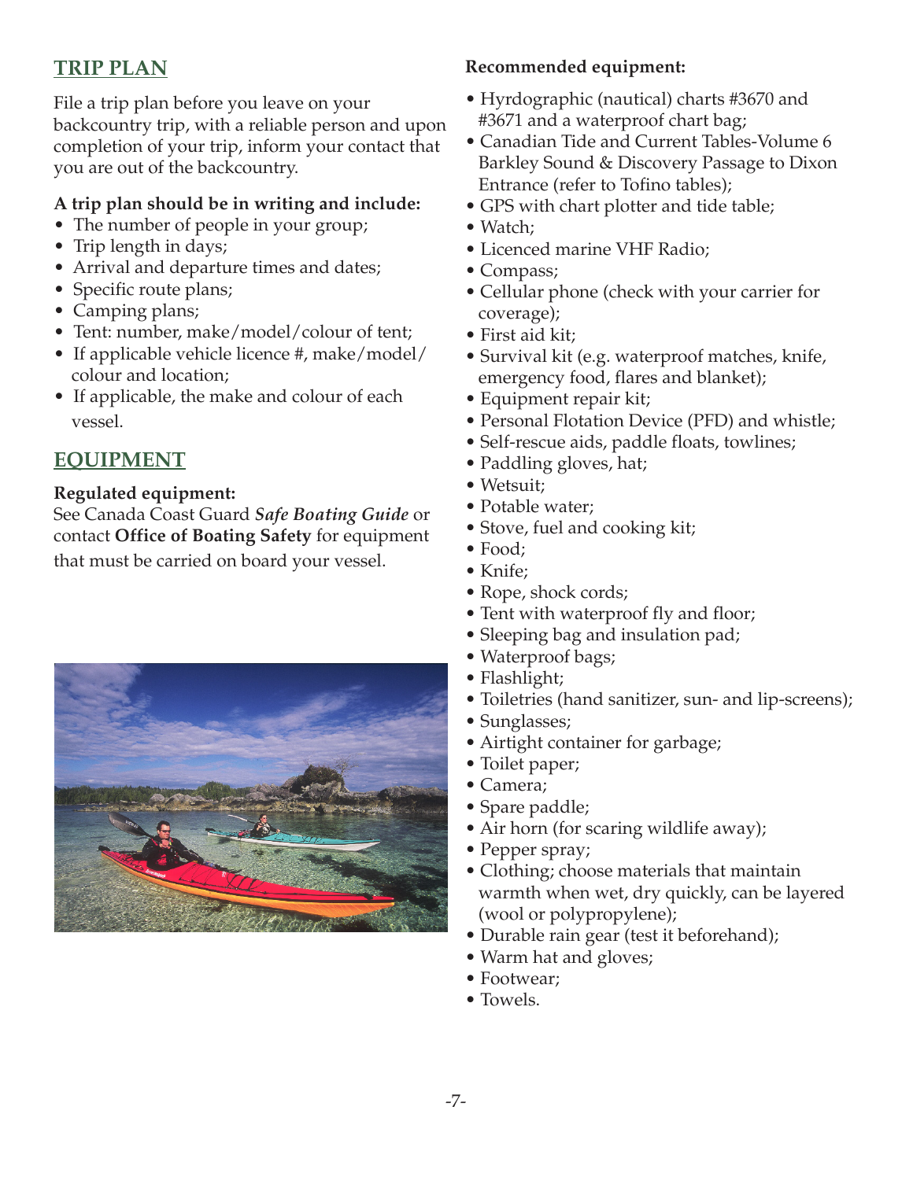## TRIP PLAN

File a trip plan before you leave on your backcountry trip, with a reliable person and upon completion of your trip, inform your contact that you are out of the backcountry.

**A trip plan should be in writing and include:**

- The number of people in your group;
- Trip length in days;
- Arrival and departure times and dates;
- Specific route plans;
- Camping plans;
- Tent: number, make/model/colour of tent;
- If applicable vehicle licence #, make/model/colour and location;
- If applicable, the make and colour of each vessel.

## EQUIPMENT

**Regulated equipment:**

See Canada Coast Guard ***Safe Boating Guide*** or contact **Office of Boating Safety** for equipment that must be carried on board your vessel.

**Recommended equipment:**

- Hyrdographic (nautical) charts #3670 and #3671 and a waterproof chart bag;
- Canadian Tide and Current Tables-Volume 6 Barkley Sound & Discovery Passage to Dixon Entrance (refer to Tofino tables);
- GPS with chart plotter and tide table;
- Watch;
- Licenced marine VHF Radio;
- Compass;
- Cellular phone (check with your carrier for coverage);
- First aid kit;
- Survival kit (e.g. waterproof matches, knife, emergency food, flares and blanket);
- Equipment repair kit;
- Personal Flotation Device (PFD) and whistle;
- Self-rescue aids, paddle floats, towlines;
- Paddling gloves, hat;
- Wetsuit;
- Potable water;
- Stove, fuel and cooking kit;
- Food;
- Knife;
- Rope, shock cords;
- Tent with waterproof fly and floor;
- Sleeping bag and insulation pad;
- Waterproof bags;
- Flashlight;
- Toiletries (hand sanitizer, sun- and lip-screens);
- Sunglasses;
- Airtight container for garbage;
- Toilet paper;
- Camera;
- Spare paddle;
- Air horn (for scaring wildlife away);
- Pepper spray;
- Clothing; choose materials that maintain warmth when wet, dry quickly, can be layered (wool or polypropylene);
- Durable rain gear (test it beforehand);
- Warm hat and gloves;
- Footwear;
- Towels.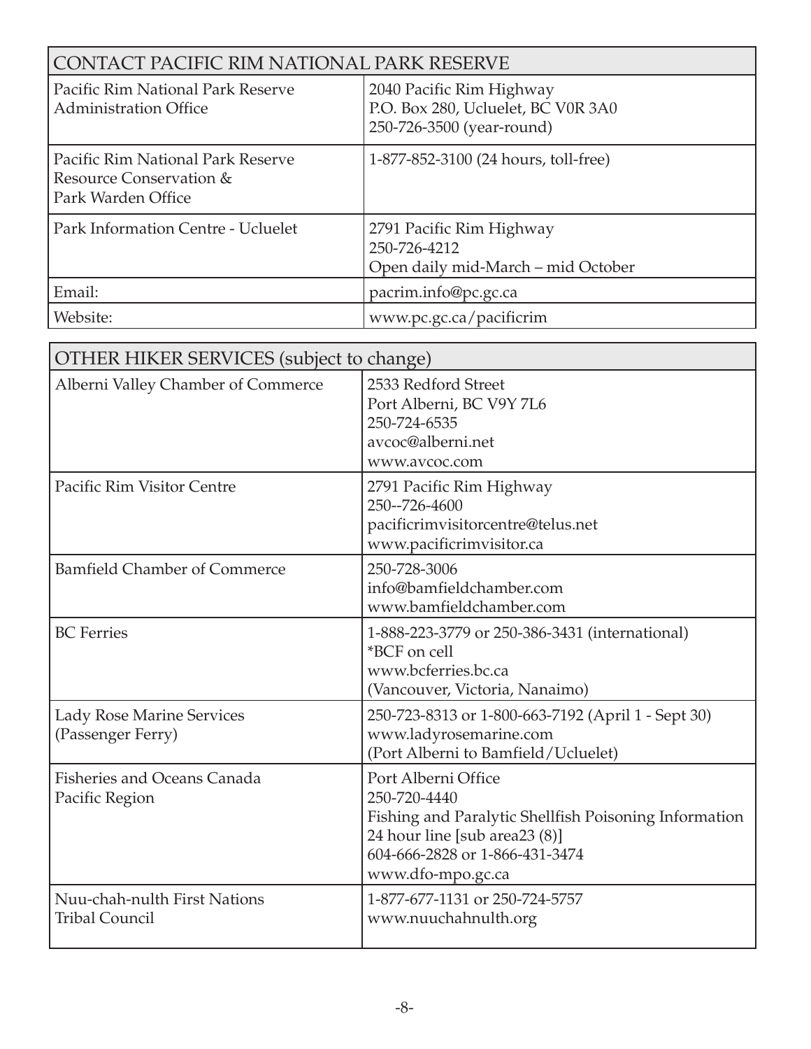| CONTACT PACIFIC RIM NATIONAL PARK RESERVE | |
|---|---|
| Pacific Rim National Park Reserve Administration Office | 2040 Pacific Rim Highway<br>P.O. Box 280, Ucluelet, BC V0R 3A0<br>250-726-3500 (year-round) |
| Pacific Rim National Park Reserve Resource Conservation & Park Warden Office | 1-877-852-3100 (24 hours, toll-free) |
| Park Information Centre - Ucluelet | 2791 Pacific Rim Highway<br>250-726-4212<br>Open daily mid-March – mid October |
| Email: | pacrim.info@pc.gc.ca |
| Website: | www.pc.gc.ca/pacificrim |

| OTHER HIKER SERVICES (subject to change) | |
|---|---|
| Alberni Valley Chamber of Commerce | 2533 Redford Street<br>Port Alberni, BC V9Y 7L6<br>250-724-6535<br>avcoc@alberni.net<br>www.avcoc.com |
| Pacific Rim Visitor Centre | 2791 Pacific Rim Highway<br>250--726-4600<br>pacificrimvisitorcentre@telus.net<br>www.pacificrimvisitor.ca |
| Bamfield Chamber of Commerce | 250-728-3006<br>info@bamfieldchamber.com<br>www.bamfieldchamber.com |
| BC Ferries | 1-888-223-3779 or 250-386-3431 (international)<br>*BCF on cell<br>www.bcferries.bc.ca<br>(Vancouver, Victoria, Nanaimo) |
| Lady Rose Marine Services (Passenger Ferry) | 250-723-8313 or 1-800-663-7192 (April 1 - Sept 30)<br>www.ladyrosemarine.com<br>(Port Alberni to Bamfield/Ucluelet) |
| Fisheries and Oceans Canada Pacific Region | Port Alberni Office<br>250-720-4440<br>Fishing and Paralytic Shellfish Poisoning Information 24 hour line [sub area23 (8)]<br>604-666-2828 or 1-866-431-3474<br>www.dfo-mpo.gc.ca |
| Nuu-chah-nulth First Nations Tribal Council | 1-877-677-1131 or 250-724-5757<br>www.nuuchahnulth.org |